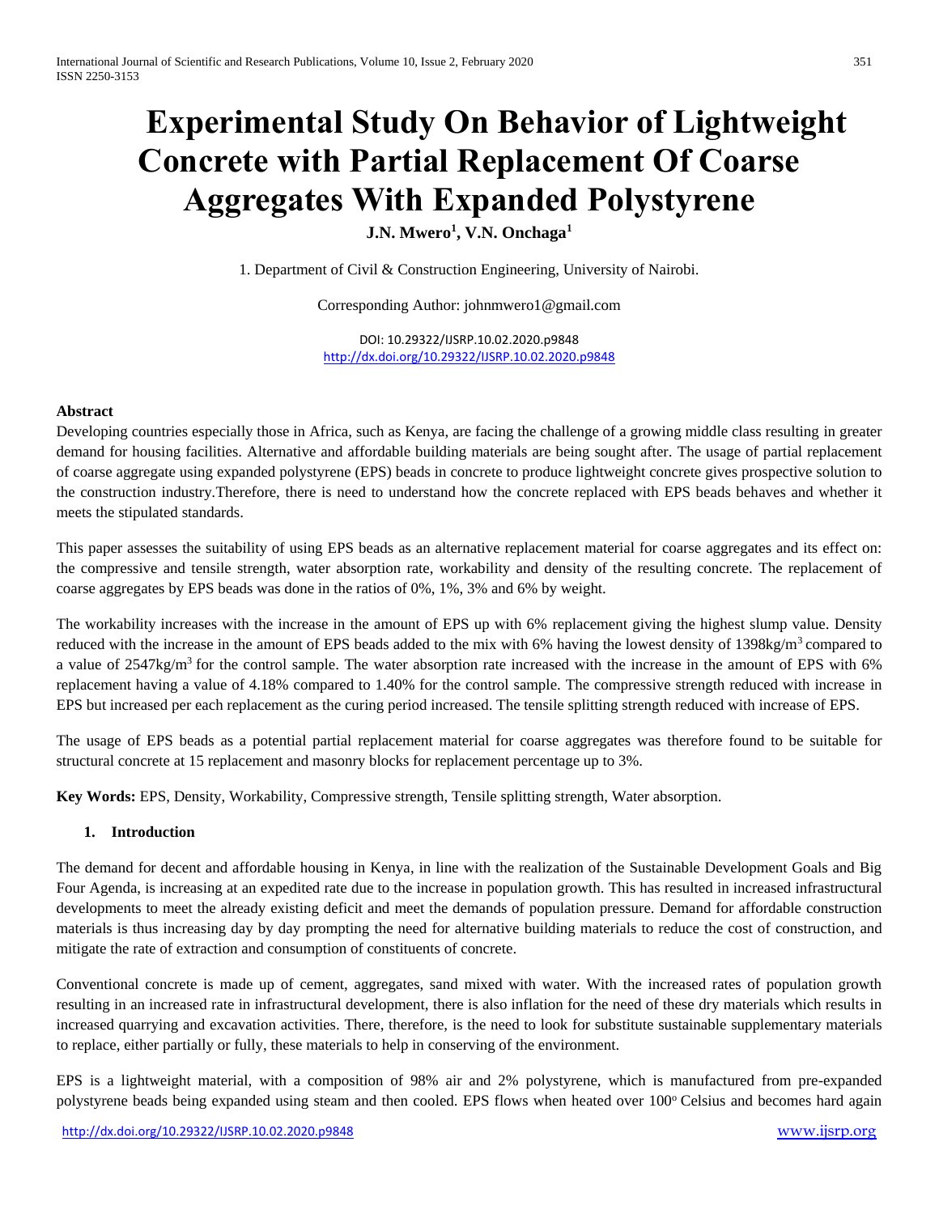# Experimental Study On Behavior of Lightweight Concrete with Partial Replacement Of Coarse Aggregates With Expanded Polystyrene

**J.N. Mwero[1], V.N. Onchaga[1]**

1. Department of Civil & Construction Engineering, University of Nairobi.

Corresponding Author: johnmwero1@gmail.com

DOI: 10.29322/IJSRP.10.02.2020.p9848
http://dx.doi.org/10.29322/IJSRP.10.02.2020.p9848

**Abstract**

Developing countries especially those in Africa, such as Kenya, are facing the challenge of a growing middle class resulting in greater demand for housing facilities. Alternative and affordable building materials are being sought after. The usage of partial replacement of coarse aggregate using expanded polystyrene (EPS) beads in concrete to produce lightweight concrete gives prospective solution to the construction industry.Therefore, there is need to understand how the concrete replaced with EPS beads behaves and whether it meets the stipulated standards.

This paper assesses the suitability of using EPS beads as an alternative replacement material for coarse aggregates and its effect on: the compressive and tensile strength, water absorption rate, workability and density of the resulting concrete. The replacement of coarse aggregates by EPS beads was done in the ratios of 0%, 1%, 3% and 6% by weight.

The workability increases with the increase in the amount of EPS up with 6% replacement giving the highest slump value. Density reduced with the increase in the amount of EPS beads added to the mix with 6% having the lowest density of 1398kg/m$^3$ compared to a value of 2547kg/m$^3$ for the control sample. The water absorption rate increased with the increase in the amount of EPS with 6% replacement having a value of 4.18% compared to 1.40% for the control sample. The compressive strength reduced with increase in EPS but increased per each replacement as the curing period increased. The tensile splitting strength reduced with increase of EPS.

The usage of EPS beads as a potential partial replacement material for coarse aggregates was therefore found to be suitable for structural concrete at 15 replacement and masonry blocks for replacement percentage up to 3%.

**Key Words:** EPS, Density, Workability, Compressive strength, Tensile splitting strength, Water absorption.

## 1. Introduction

The demand for decent and affordable housing in Kenya, in line with the realization of the Sustainable Development Goals and Big Four Agenda, is increasing at an expedited rate due to the increase in population growth. This has resulted in increased infrastructural developments to meet the already existing deficit and meet the demands of population pressure. Demand for affordable construction materials is thus increasing day by day prompting the need for alternative building materials to reduce the cost of construction, and mitigate the rate of extraction and consumption of constituents of concrete.

Conventional concrete is made up of cement, aggregates, sand mixed with water. With the increased rates of population growth resulting in an increased rate in infrastructural development, there is also inflation for the need of these dry materials which results in increased quarrying and excavation activities. There, therefore, is the need to look for substitute sustainable supplementary materials to replace, either partially or fully, these materials to help in conserving of the environment.

EPS is a lightweight material, with a composition of 98% air and 2% polystyrene, which is manufactured from pre-expanded polystyrene beads being expanded using steam and then cooled. EPS flows when heated over 100$^o$ Celsius and becomes hard again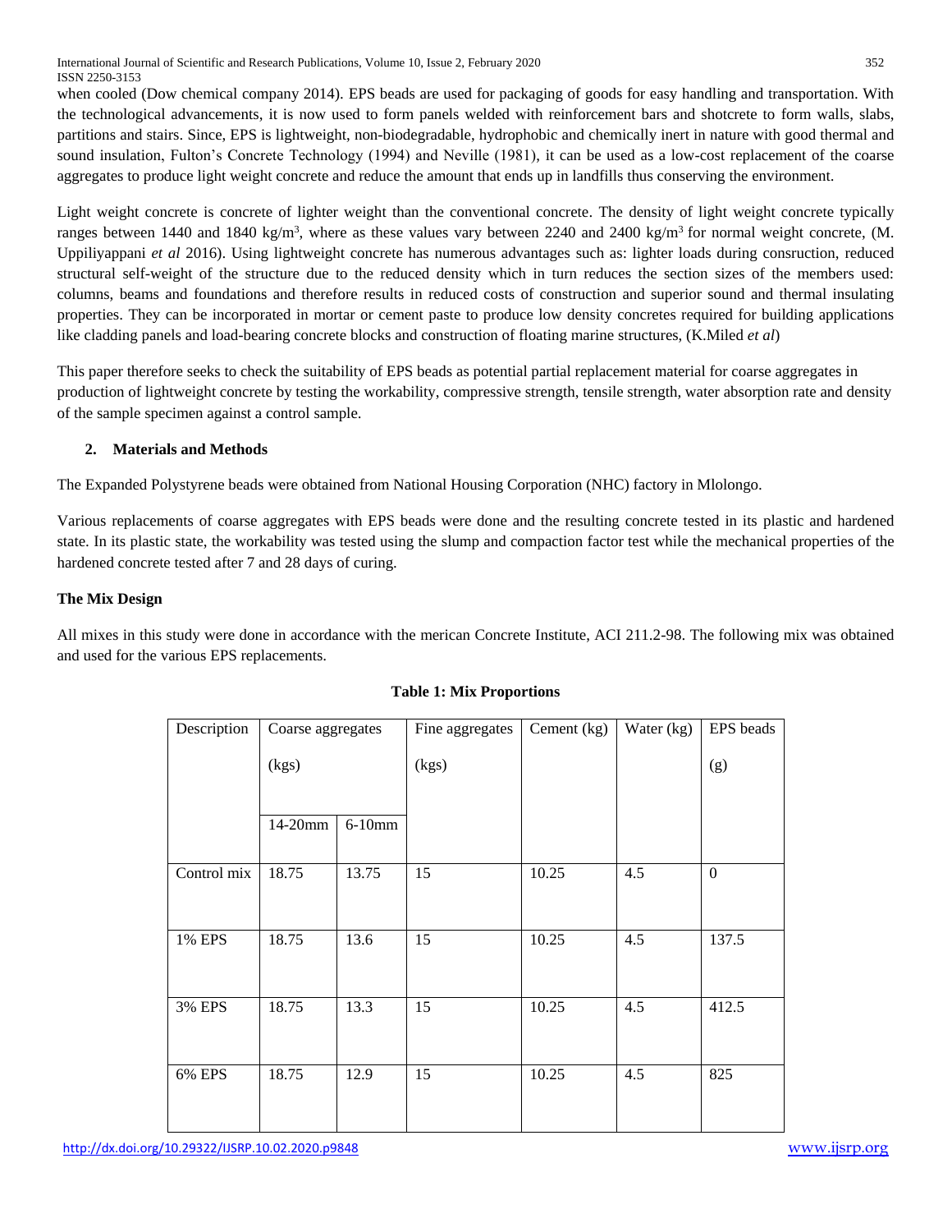when cooled (Dow chemical company 2014). EPS beads are used for packaging of goods for easy handling and transportation. With the technological advancements, it is now used to form panels welded with reinforcement bars and shotcrete to form walls, slabs, partitions and stairs. Since, EPS is lightweight, non-biodegradable, hydrophobic and chemically inert in nature with good thermal and sound insulation, Fulton's Concrete Technology (1994) and Neville (1981), it can be used as a low-cost replacement of the coarse aggregates to produce light weight concrete and reduce the amount that ends up in landfills thus conserving the environment.

Light weight concrete is concrete of lighter weight than the conventional concrete. The density of light weight concrete typically ranges between 1440 and 1840 kg/m$^3$, where as these values vary between 2240 and 2400 kg/m$^3$ for normal weight concrete, (M. Uppiliyappani *et al* 2016). Using lightweight concrete has numerous advantages such as: lighter loads during consruction, reduced structural self-weight of the structure due to the reduced density which in turn reduces the section sizes of the members used: columns, beams and foundations and therefore results in reduced costs of construction and superior sound and thermal insulating properties. They can be incorporated in mortar or cement paste to produce low density concretes required for building applications like cladding panels and load-bearing concrete blocks and construction of floating marine structures, (K.Miled *et al*)

This paper therefore seeks to check the suitability of EPS beads as potential partial replacement material for coarse aggregates in production of lightweight concrete by testing the workability, compressive strength, tensile strength, water absorption rate and density of the sample specimen against a control sample.

## 2. Materials and Methods

The Expanded Polystyrene beads were obtained from National Housing Corporation (NHC) factory in Mlolongo.

Various replacements of coarse aggregates with EPS beads were done and the resulting concrete tested in its plastic and hardened state. In its plastic state, the workability was tested using the slump and compaction factor test while the mechanical properties of the hardened concrete tested after 7 and 28 days of curing.

### The Mix Design

All mixes in this study were done in accordance with the merican Concrete Institute, ACI 211.2-98. The following mix was obtained and used for the various EPS replacements.

**Table 1: Mix Proportions**

| Description | Coarse aggregates (kgs) | | Fine aggregates (kgs) | Cement (kg) | Water (kg) | EPS beads (g) |
|---|---|---|---|---|---|---|
| | 14-20mm | 6-10mm | | | | |
| Control mix | 18.75 | 13.75 | 15 | 10.25 | 4.5 | 0 |
| 1% EPS | 18.75 | 13.6 | 15 | 10.25 | 4.5 | 137.5 |
| 3% EPS | 18.75 | 13.3 | 15 | 10.25 | 4.5 | 412.5 |
| 6% EPS | 18.75 | 12.9 | 15 | 10.25 | 4.5 | 825 |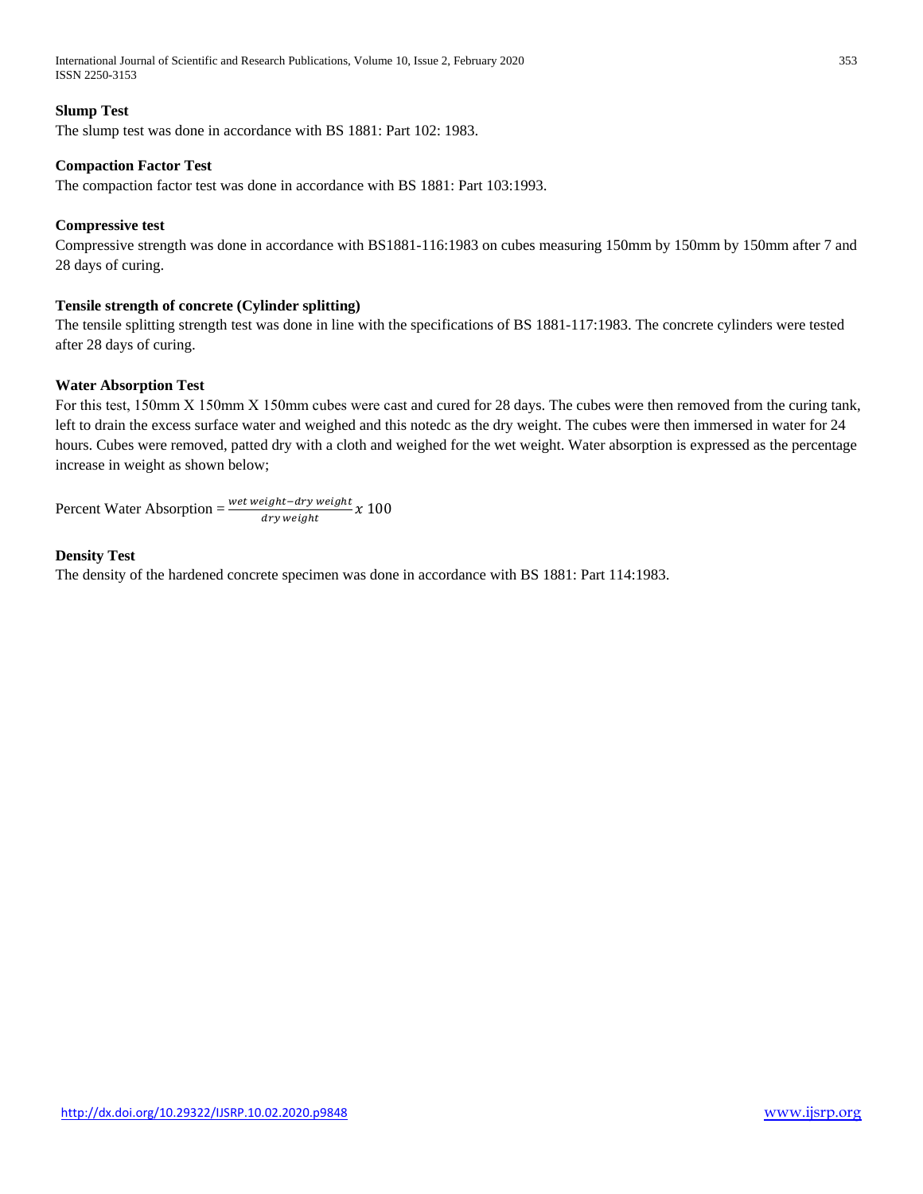### Slump Test

The slump test was done in accordance with BS 1881: Part 102: 1983.

### Compaction Factor Test

The compaction factor test was done in accordance with BS 1881: Part 103:1993.

### Compressive test

Compressive strength was done in accordance with BS1881-116:1983 on cubes measuring 150mm by 150mm by 150mm after 7 and 28 days of curing.

### Tensile strength of concrete (Cylinder splitting)

The tensile splitting strength test was done in line with the specifications of BS 1881-117:1983. The concrete cylinders were tested after 28 days of curing.

### Water Absorption Test

For this test, 150mm X 150mm X 150mm cubes were cast and cured for 28 days. The cubes were then removed from the curing tank, left to drain the excess surface water and weighed and this notedc as the dry weight. The cubes were then immersed in water for 24 hours. Cubes were removed, patted dry with a cloth and weighed for the wet weight. Water absorption is expressed as the percentage increase in weight as shown below;

$$\text{Percent Water Absorption} = \frac{wet\ weight - dry\ weight}{dry\ weight} x\ 100$$

### Density Test

The density of the hardened concrete specimen was done in accordance with BS 1881: Part 114:1983.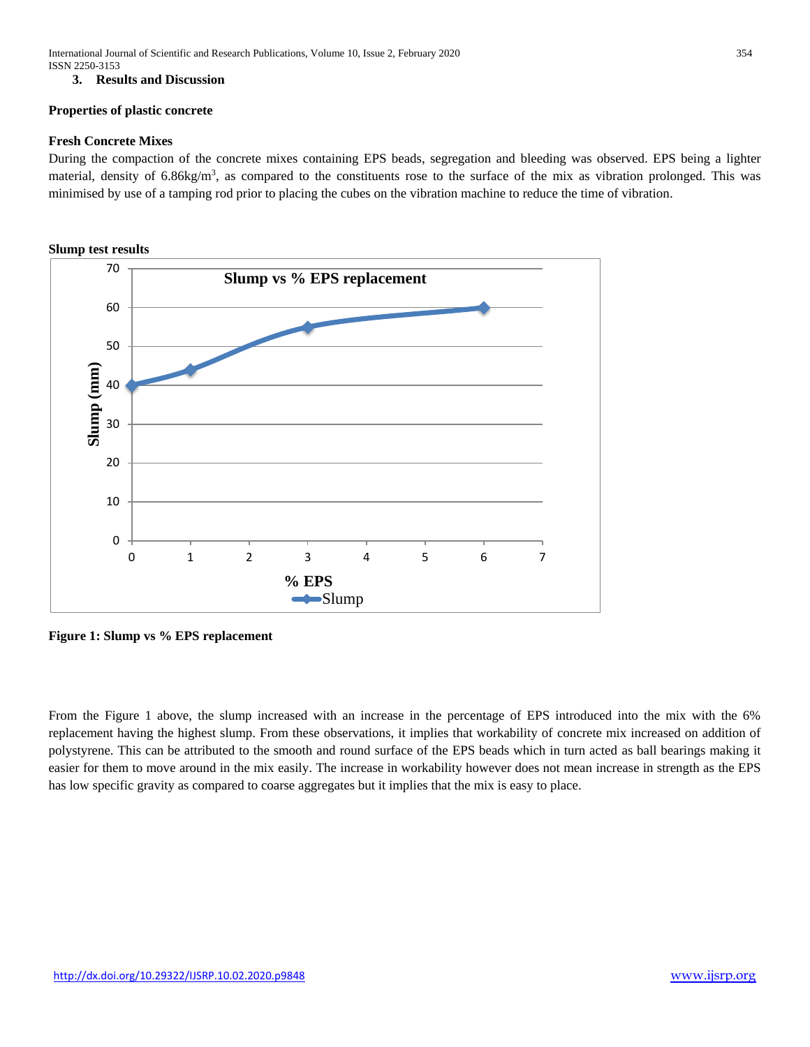## 3. Results and Discussion

### Properties of plastic concrete

#### Fresh Concrete Mixes

During the compaction of the concrete mixes containing EPS beads, segregation and bleeding was observed. EPS being a lighter material, density of 6.86kg/$m^3$, as compared to the constituents rose to the surface of the mix as vibration prolonged. This was minimised by use of a tamping rod prior to placing the cubes on the vibration machine to reduce the time of vibration.

#### Slump test results

**Figure 1: Slump vs % EPS replacement**

From the Figure 1 above, the slump increased with an increase in the percentage of EPS introduced into the mix with the 6% replacement having the highest slump. From these observations, it implies that workability of concrete mix increased on addition of polystyrene. This can be attributed to the smooth and round surface of the EPS beads which in turn acted as ball bearings making it easier for them to move around in the mix easily. The increase in workability however does not mean increase in strength as the EPS has low specific gravity as compared to coarse aggregates but it implies that the mix is easy to place.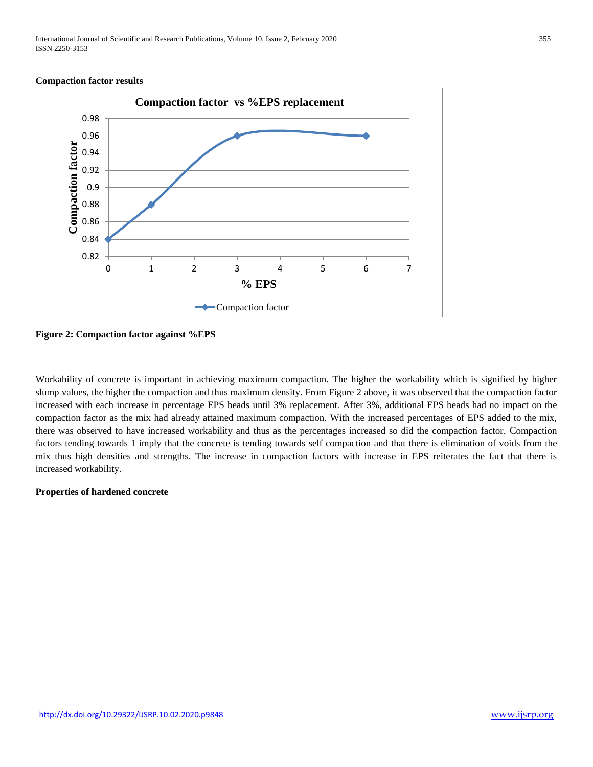**Compaction factor results**

**Figure 2: Compaction factor against %EPS**

Workability of concrete is important in achieving maximum compaction. The higher the workability which is signified by higher slump values, the higher the compaction and thus maximum density. From Figure 2 above, it was observed that the compaction factor increased with each increase in percentage EPS beads until 3% replacement. After 3%, additional EPS beads had no impact on the compaction factor as the mix had already attained maximum compaction. With the increased percentages of EPS added to the mix, there was observed to have increased workability and thus as the percentages increased so did the compaction factor. Compaction factors tending towards 1 imply that the concrete is tending towards self compaction and that there is elimination of voids from the mix thus high densities and strengths. The increase in compaction factors with increase in EPS reiterates the fact that there is increased workability.

**Properties of hardened concrete**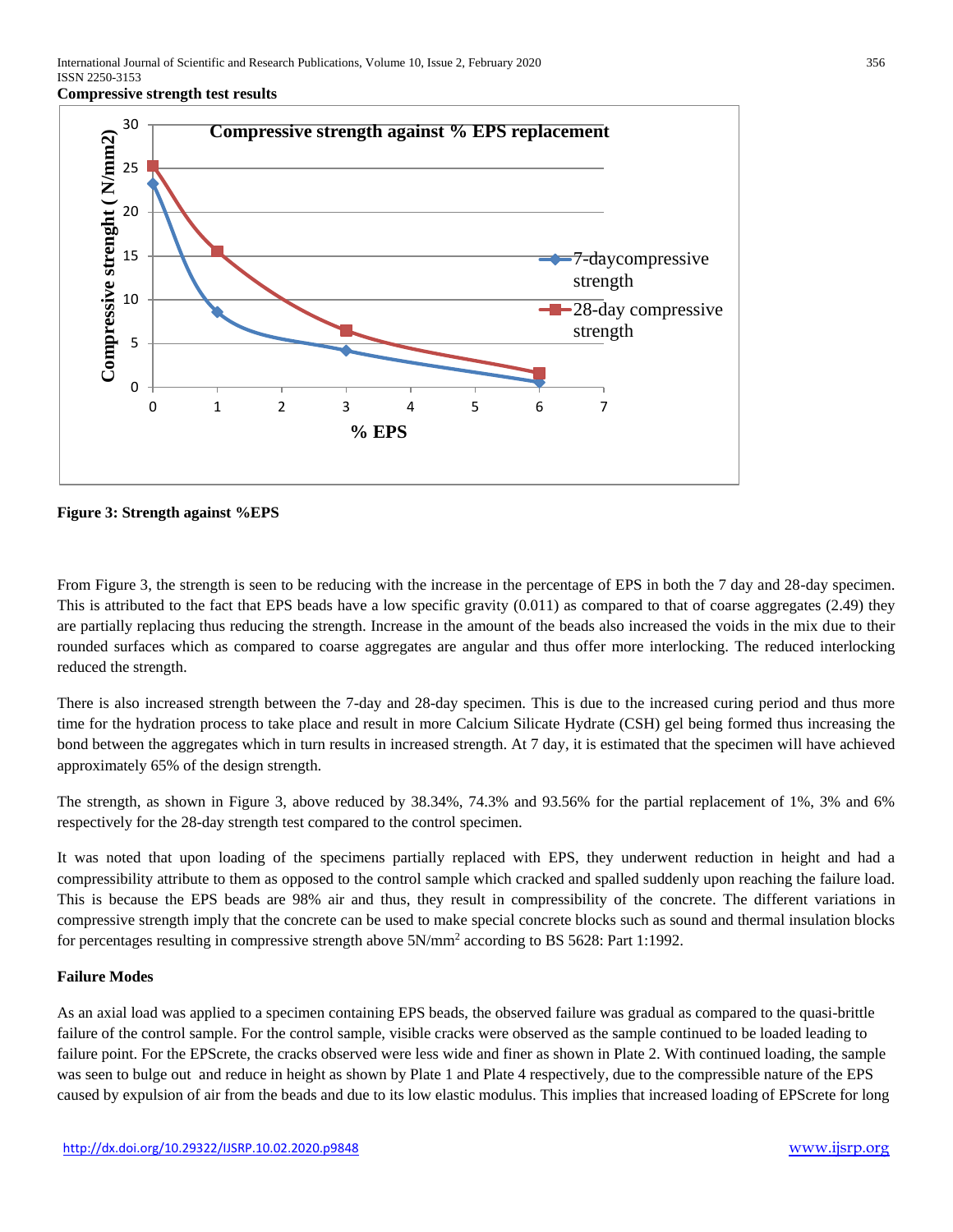**Compressive strength test results**

Figure 3: Strength against %EPS

From Figure 3, the strength is seen to be reducing with the increase in the percentage of EPS in both the 7 day and 28-day specimen. This is attributed to the fact that EPS beads have a low specific gravity (0.011) as compared to that of coarse aggregates (2.49) they are partially replacing thus reducing the strength. Increase in the amount of the beads also increased the voids in the mix due to their rounded surfaces which as compared to coarse aggregates are angular and thus offer more interlocking. The reduced interlocking reduced the strength.

There is also increased strength between the 7-day and 28-day specimen. This is due to the increased curing period and thus more time for the hydration process to take place and result in more Calcium Silicate Hydrate (CSH) gel being formed thus increasing the bond between the aggregates which in turn results in increased strength. At 7 day, it is estimated that the specimen will have achieved approximately 65% of the design strength.

The strength, as shown in Figure 3, above reduced by 38.34%, 74.3% and 93.56% for the partial replacement of 1%, 3% and 6% respectively for the 28-day strength test compared to the control specimen.

It was noted that upon loading of the specimens partially replaced with EPS, they underwent reduction in height and had a compressibility attribute to them as opposed to the control sample which cracked and spalled suddenly upon reaching the failure load. This is because the EPS beads are 98% air and thus, they result in compressibility of the concrete. The different variations in compressive strength imply that the concrete can be used to make special concrete blocks such as sound and thermal insulation blocks for percentages resulting in compressive strength above 5N/mm$^2$ according to BS 5628: Part 1:1992.

**Failure Modes**

As an axial load was applied to a specimen containing EPS beads, the observed failure was gradual as compared to the quasi-brittle failure of the control sample. For the control sample, visible cracks were observed as the sample continued to be loaded leading to failure point. For the EPScrete, the cracks observed were less wide and finer as shown in Plate 2. With continued loading, the sample was seen to bulge out and reduce in height as shown by Plate 1 and Plate 4 respectively, due to the compressible nature of the EPS caused by expulsion of air from the beads and due to its low elastic modulus. This implies that increased loading of EPScrete for long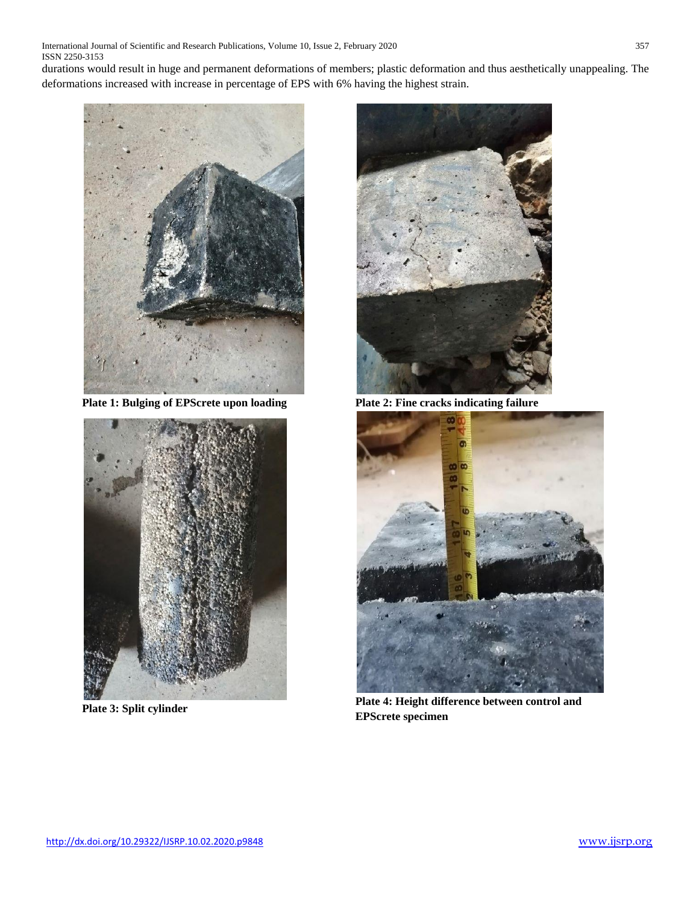durations would result in huge and permanent deformations of members; plastic deformation and thus aesthetically unappealing. The deformations increased with increase in percentage of EPS with 6% having the highest strain.

**Plate 1: Bulging of EPScrete upon loading**

**Plate 2: Fine cracks indicating failure**

**Plate 3: Split cylinder**

**Plate 4: Height difference between control and EPScrete specimen**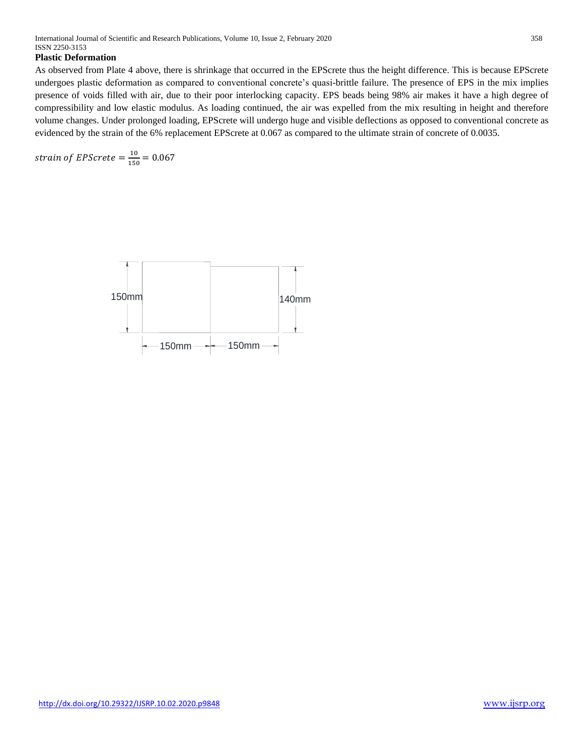**Plastic Deformation**

As observed from Plate 4 above, there is shrinkage that occurred in the EPScrete thus the height difference. This is because EPScrete undergoes plastic deformation as compared to conventional concrete's quasi-brittle failure. The presence of EPS in the mix implies presence of voids filled with air, due to their poor interlocking capacity. EPS beads being 98% air makes it have a high degree of compressibility and low elastic modulus. As loading continued, the air was expelled from the mix resulting in height and therefore volume changes. Under prolonged loading, EPScrete will undergo huge and visible deflections as opposed to conventional concrete as evidenced by the strain of the 6% replacement EPScrete at 0.067 as compared to the ultimate strain of concrete of 0.0035.

$$strain\ of\ EPScrete = \frac{10}{150} = 0.067$$

150mm 150mm 140mm 150mm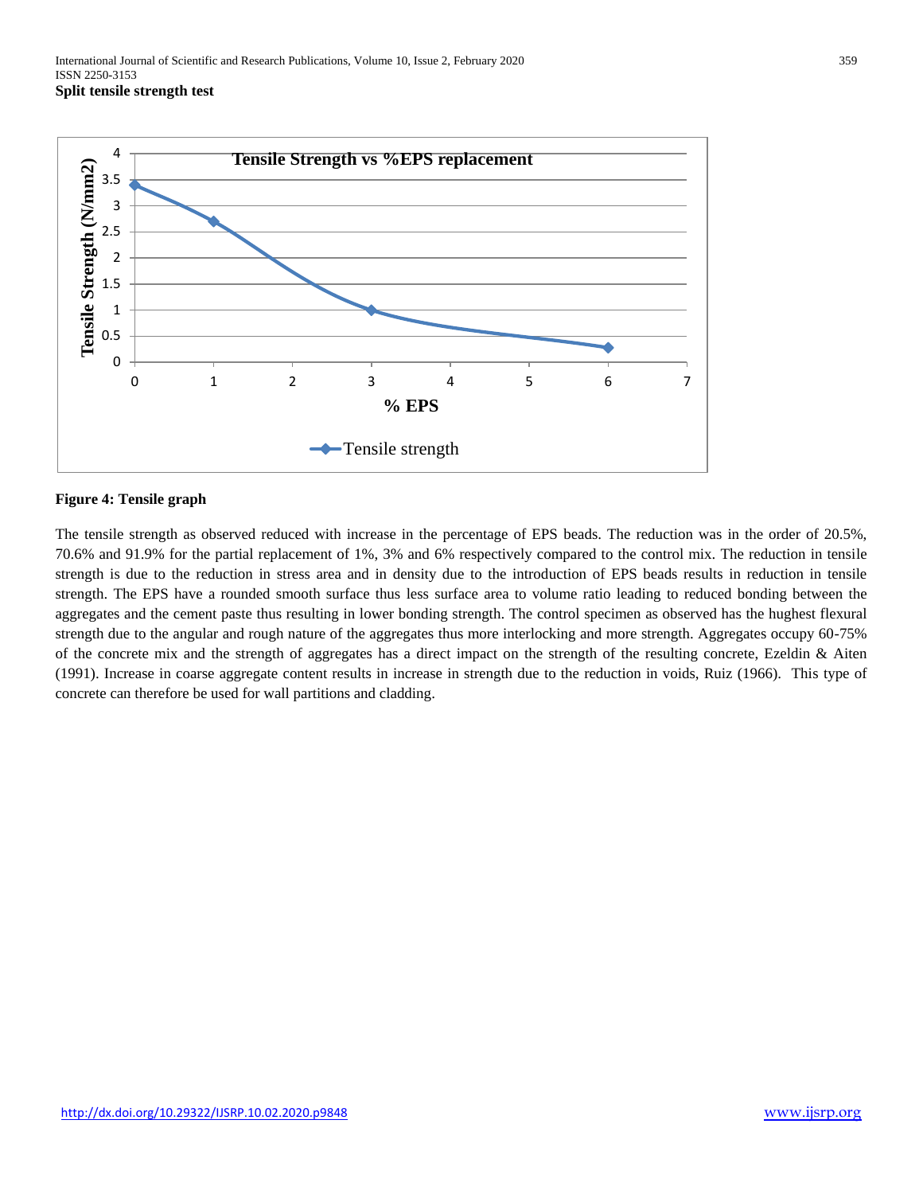**Split tensile strength test**

**Figure 4: Tensile graph**

The tensile strength as observed reduced with increase in the percentage of EPS beads. The reduction was in the order of 20.5%, 70.6% and 91.9% for the partial replacement of 1%, 3% and 6% respectively compared to the control mix. The reduction in tensile strength is due to the reduction in stress area and in density due to the introduction of EPS beads results in reduction in tensile strength. The EPS have a rounded smooth surface thus less surface area to volume ratio leading to reduced bonding between the aggregates and the cement paste thus resulting in lower bonding strength. The control specimen as observed has the hughest flexural strength due to the angular and rough nature of the aggregates thus more interlocking and more strength. Aggregates occupy 60-75% of the concrete mix and the strength of aggregates has a direct impact on the strength of the resulting concrete, Ezeldin & Aiten (1991). Increase in coarse aggregate content results in increase in strength due to the reduction in voids, Ruiz (1966). This type of concrete can therefore be used for wall partitions and cladding.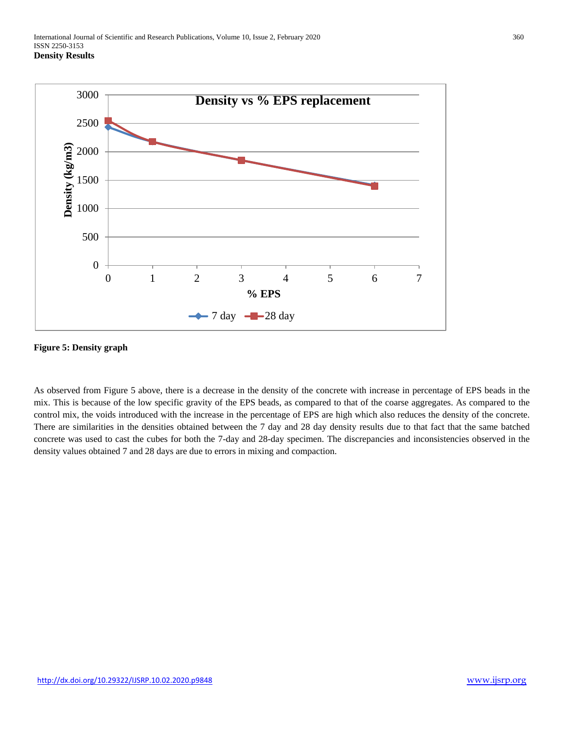**Density Results**

**Figure 5: Density graph**

As observed from Figure 5 above, there is a decrease in the density of the concrete with increase in percentage of EPS beads in the mix. This is because of the low specific gravity of the EPS beads, as compared to that of the coarse aggregates. As compared to the control mix, the voids introduced with the increase in the percentage of EPS are high which also reduces the density of the concrete. There are similarities in the densities obtained between the 7 day and 28 day density results due to that fact that the same batched concrete was used to cast the cubes for both the 7-day and 28-day specimen. The discrepancies and inconsistencies observed in the density values obtained 7 and 28 days are due to errors in mixing and compaction.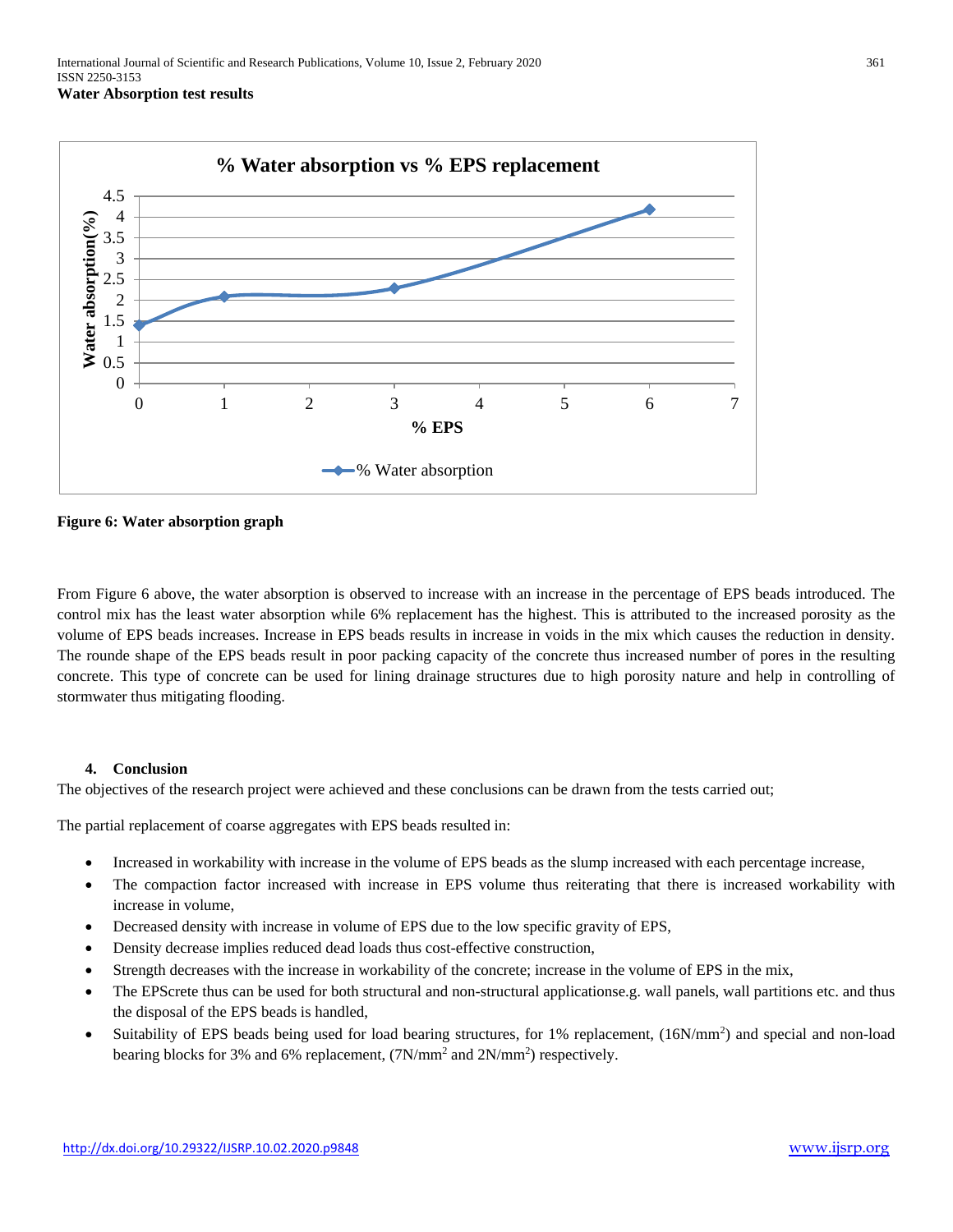**Water Absorption test results**

**Figure 6: Water absorption graph**

From Figure 6 above, the water absorption is observed to increase with an increase in the percentage of EPS beads introduced. The control mix has the least water absorption while 6% replacement has the highest. This is attributed to the increased porosity as the volume of EPS beads increases. Increase in EPS beads results in increase in voids in the mix which causes the reduction in density. The rounde shape of the EPS beads result in poor packing capacity of the concrete thus increased number of pores in the resulting concrete. This type of concrete can be used for lining drainage structures due to high porosity nature and help in controlling of stormwater thus mitigating flooding.

## 4. Conclusion

The objectives of the research project were achieved and these conclusions can be drawn from the tests carried out;

The partial replacement of coarse aggregates with EPS beads resulted in:

- Increased in workability with increase in the volume of EPS beads as the slump increased with each percentage increase,
- The compaction factor increased with increase in EPS volume thus reiterating that there is increased workability with increase in volume,
- Decreased density with increase in volume of EPS due to the low specific gravity of EPS,
- Density decrease implies reduced dead loads thus cost-effective construction,
- Strength decreases with the increase in workability of the concrete; increase in the volume of EPS in the mix,
- The EPScrete thus can be used for both structural and non-structural applicationse.g. wall panels, wall partitions etc. and thus the disposal of the EPS beads is handled,
- Suitability of EPS beads being used for load bearing structures, for 1% replacement, ($16N/mm^2$) and special and non-load bearing blocks for 3% and 6% replacement, ($7N/mm^2$ and $2N/mm^2$) respectively.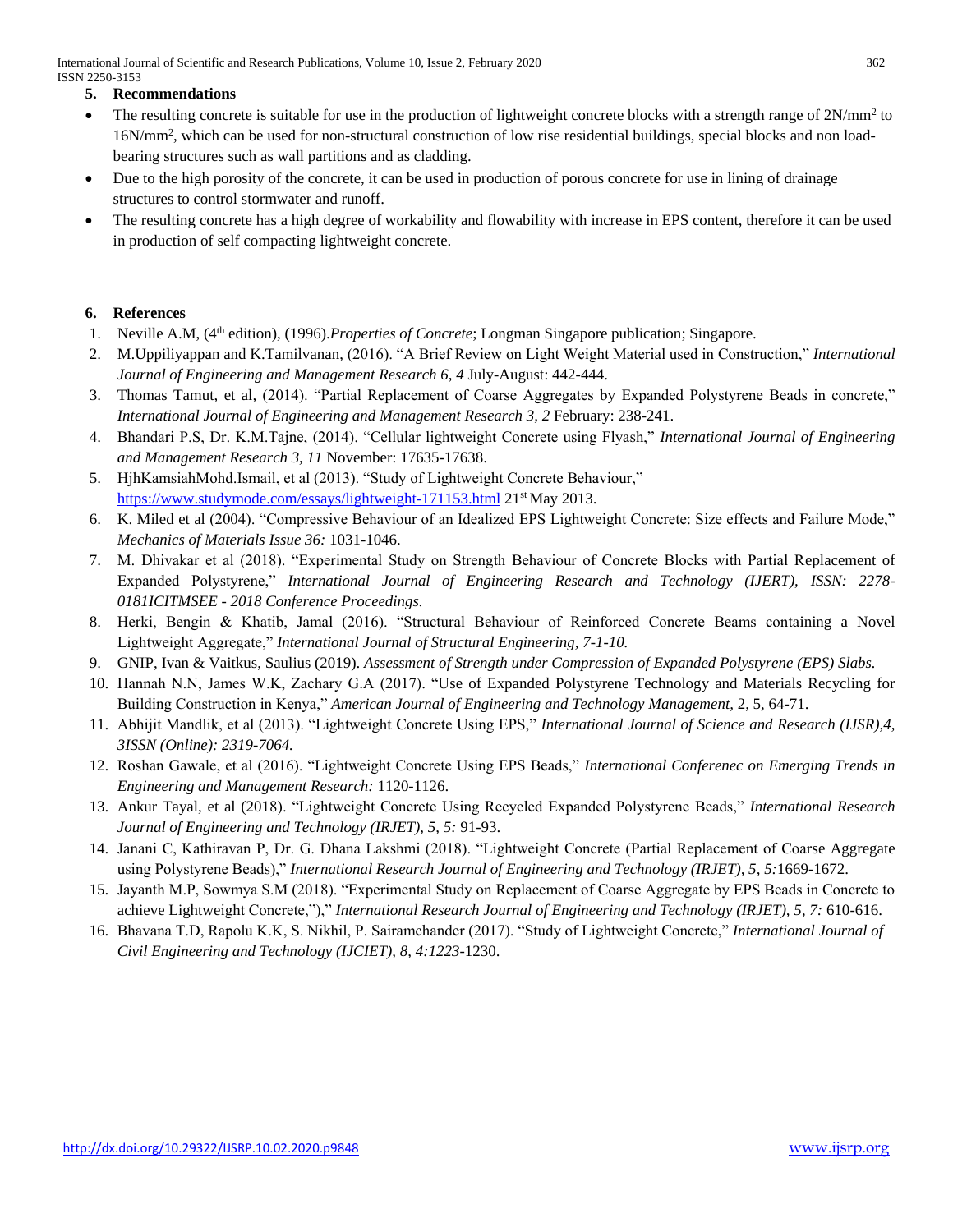## 5. Recommendations

- The resulting concrete is suitable for use in the production of lightweight concrete blocks with a strength range of $2N/mm^2$ to $16N/mm^2$, which can be used for non-structural construction of low rise residential buildings, special blocks and non load-bearing structures such as wall partitions and as cladding.
- Due to the high porosity of the concrete, it can be used in production of porous concrete for use in lining of drainage structures to control stormwater and runoff.
- The resulting concrete has a high degree of workability and flowability with increase in EPS content, therefore it can be used in production of self compacting lightweight concrete.

## 6. References

1. Neville A.M, (4th edition), (1996).*Properties of Concrete*; Longman Singapore publication; Singapore.
2. M.Uppiliyappan and K.Tamilvanan, (2016). "A Brief Review on Light Weight Material used in Construction," *International Journal of Engineering and Management Research 6, 4* July-August: 442-444.
3. Thomas Tamut, et al, (2014). "Partial Replacement of Coarse Aggregates by Expanded Polystyrene Beads in concrete," *International Journal of Engineering and Management Research 3, 2* February: 238-241.
4. Bhandari P.S, Dr. K.M.Tajne, (2014). "Cellular lightweight Concrete using Flyash," *International Journal of Engineering and Management Research 3, 11* November: 17635-17638.
5. HjhKamsiahMohd.Ismail, et al (2013). "Study of Lightweight Concrete Behaviour," https://www.studymode.com/essays/lightweight-171153.html 21st May 2013.
6. K. Miled et al (2004). "Compressive Behaviour of an Idealized EPS Lightweight Concrete: Size effects and Failure Mode," *Mechanics of Materials Issue 36:* 1031-1046.
7. M. Dhivakar et al (2018). "Experimental Study on Strength Behaviour of Concrete Blocks with Partial Replacement of Expanded Polystyrene," *International Journal of Engineering Research and Technology (IJERT), ISSN: 2278-0181ICITMSEE - 2018 Conference Proceedings.*
8. Herki, Bengin & Khatib, Jamal (2016). "Structural Behaviour of Reinforced Concrete Beams containing a Novel Lightweight Aggregate," *International Journal of Structural Engineering, 7-1-10.*
9. GNIP, Ivan & Vaitkus, Saulius (2019). *Assessment of Strength under Compression of Expanded Polystyrene (EPS) Slabs.*
10. Hannah N.N, James W.K, Zachary G.A (2017). "Use of Expanded Polystyrene Technology and Materials Recycling for Building Construction in Kenya," *American Journal of Engineering and Technology Management,* 2, 5, 64-71.
11. Abhijit Mandlik, et al (2013). "Lightweight Concrete Using EPS," *International Journal of Science and Research (IJSR),4, 3ISSN (Online): 2319-7064.*
12. Roshan Gawale, et al (2016). "Lightweight Concrete Using EPS Beads," *International Conferenec on Emerging Trends in Engineering and Management Research:* 1120-1126.
13. Ankur Tayal, et al (2018). "Lightweight Concrete Using Recycled Expanded Polystyrene Beads," *International Research Journal of Engineering and Technology (IRJET), 5, 5:* 91-93.
14. Janani C, Kathiravan P, Dr. G. Dhana Lakshmi (2018). "Lightweight Concrete (Partial Replacement of Coarse Aggregate using Polystyrene Beads)," *International Research Journal of Engineering and Technology (IRJET), 5, 5:*1669-1672.
15. Jayanth M.P, Sowmya S.M (2018). "Experimental Study on Replacement of Coarse Aggregate by EPS Beads in Concrete to achieve Lightweight Concrete,")," *International Research Journal of Engineering and Technology (IRJET), 5, 7:* 610-616.
16. Bhavana T.D, Rapolu K.K, S. Nikhil, P. Sairamchander (2017). "Study of Lightweight Concrete," *International Journal of Civil Engineering and Technology (IJCIET), 8, 4:1223*-1230.